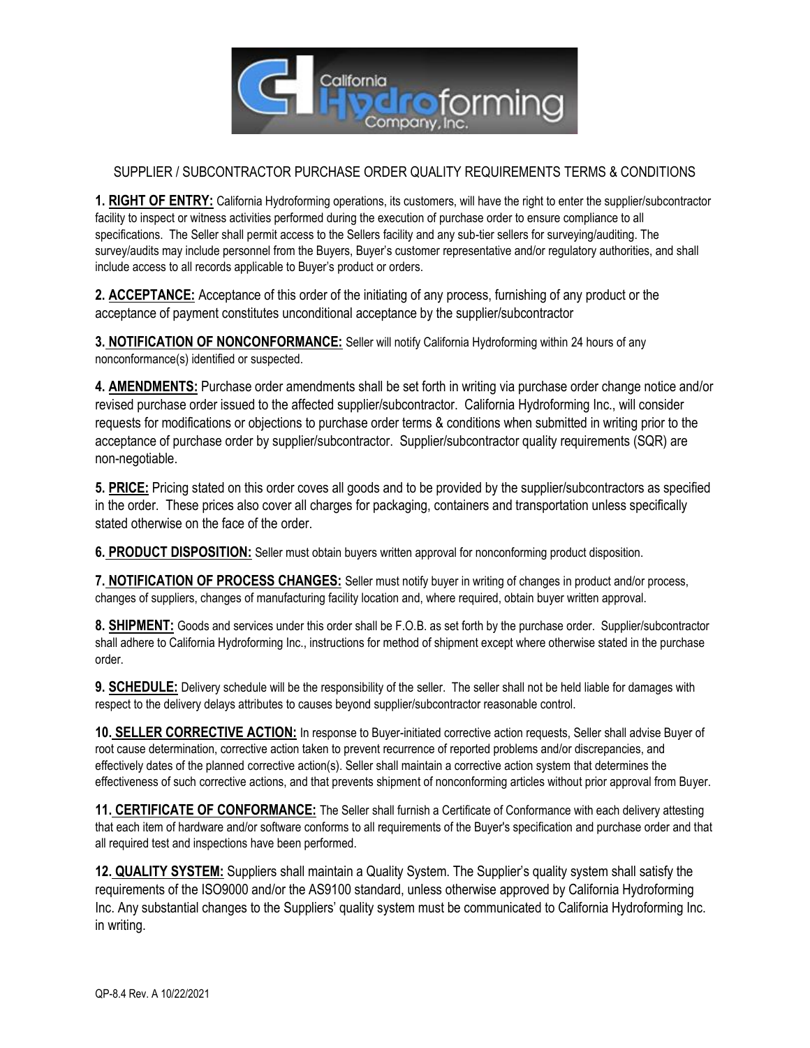# SUPPLIER / SUBCONTRACTOR PURCHASE ORDER QUALITY REQUIREMENTS TERMS & CONDITIONS

**1. RIGHT OF ENTRY:** California Hydroforming operations, its customers, will have the right to enter the supplier/subcontractor facility to inspect or witness activities performed during the execution of purchase order to ensure compliance to all specifications. The Seller shall permit access to the Sellers facility and any sub-tier sellers for surveying/auditing. The survey/audits may include personnel from the Buyers, Buyer's customer representative and/or regulatory authorities, and shall include access to all records applicable to Buyer's product or orders.

**2. ACCEPTANCE:** Acceptance of this order of the initiating of any process, furnishing of any product or the acceptance of payment constitutes unconditional acceptance by the supplier/subcontractor

**3. NOTIFICATION OF NONCONFORMANCE:** Seller will notify California Hydroforming within 24 hours of any nonconformance(s) identified or suspected.

**4. AMENDMENTS:** Purchase order amendments shall be set forth in writing via purchase order change notice and/or revised purchase order issued to the affected supplier/subcontractor. California Hydroforming Inc., will consider requests for modifications or objections to purchase order terms & conditions when submitted in writing prior to the acceptance of purchase order by supplier/subcontractor. Supplier/subcontractor quality requirements (SQR) are non-negotiable.

**5. PRICE:** Pricing stated on this order coves all goods and to be provided by the supplier/subcontractors as specified in the order. These prices also cover all charges for packaging, containers and transportation unless specifically stated otherwise on the face of the order.

**6. PRODUCT DISPOSITION:** Seller must obtain buyers written approval for nonconforming product disposition.

**7. NOTIFICATION OF PROCESS CHANGES:** Seller must notify buyer in writing of changes in product and/or process, changes of suppliers, changes of manufacturing facility location and, where required, obtain buyer written approval.

**8. SHIPMENT:** Goods and services under this order shall be F.O.B. as set forth by the purchase order. Supplier/subcontractor shall adhere to California Hydroforming Inc., instructions for method of shipment except where otherwise stated in the purchase order.

**9. SCHEDULE:** Delivery schedule will be the responsibility of the seller. The seller shall not be held liable for damages with respect to the delivery delays attributes to causes beyond supplier/subcontractor reasonable control.

**10. SELLER CORRECTIVE ACTION:** In response to Buyer-initiated corrective action requests, Seller shall advise Buyer of root cause determination, corrective action taken to prevent recurrence of reported problems and/or discrepancies, and effectively dates of the planned corrective action(s). Seller shall maintain a corrective action system that determines the effectiveness of such corrective actions, and that prevents shipment of nonconforming articles without prior approval from Buyer.

**11. CERTIFICATE OF CONFORMANCE:** The Seller shall furnish a Certificate of Conformance with each delivery attesting that each item of hardware and/or software conforms to all requirements of the Buyer's specification and purchase order and that all required test and inspections have been performed.

**12. QUALITY SYSTEM:** Suppliers shall maintain a Quality System. The Supplier's quality system shall satisfy the requirements of the ISO9000 and/or the AS9100 standard, unless otherwise approved by California Hydroforming Inc. Any substantial changes to the Suppliers' quality system must be communicated to California Hydroforming Inc. in writing.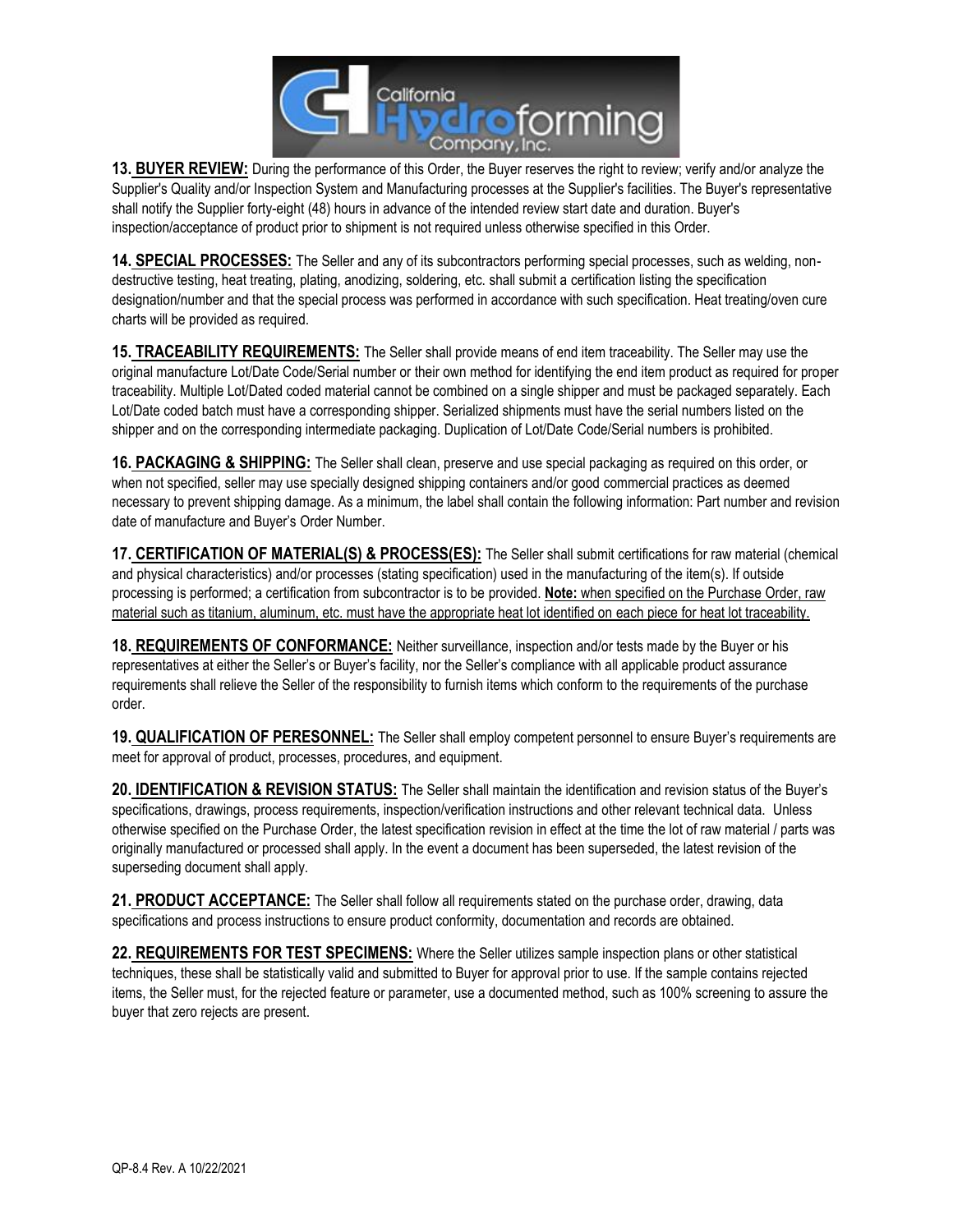**13. BUYER REVIEW:** During the performance of this Order, the Buyer reserves the right to review; verify and/or analyze the Supplier's Quality and/or Inspection System and Manufacturing processes at the Supplier's facilities. The Buyer's representative shall notify the Supplier forty-eight (48) hours in advance of the intended review start date and duration. Buyer's inspection/acceptance of product prior to shipment is not required unless otherwise specified in this Order.

**14. SPECIAL PROCESSES:** The Seller and any of its subcontractors performing special processes, such as welding, non-destructive testing, heat treating, plating, anodizing, soldering, etc. shall submit a certification listing the specification designation/number and that the special process was performed in accordance with such specification. Heat treating/oven cure charts will be provided as required.

**15. TRACEABILITY REQUIREMENTS:** The Seller shall provide means of end item traceability. The Seller may use the original manufacture Lot/Date Code/Serial number or their own method for identifying the end item product as required for proper traceability. Multiple Lot/Dated coded material cannot be combined on a single shipper and must be packaged separately. Each Lot/Date coded batch must have a corresponding shipper. Serialized shipments must have the serial numbers listed on the shipper and on the corresponding intermediate packaging. Duplication of Lot/Date Code/Serial numbers is prohibited.

**16. PACKAGING & SHIPPING:** The Seller shall clean, preserve and use special packaging as required on this order, or when not specified, seller may use specially designed shipping containers and/or good commercial practices as deemed necessary to prevent shipping damage. As a minimum, the label shall contain the following information: Part number and revision date of manufacture and Buyer's Order Number.

**17. CERTIFICATION OF MATERIAL(S) & PROCESS(ES):** The Seller shall submit certifications for raw material (chemical and physical characteristics) and/or processes (stating specification) used in the manufacturing of the item(s). If outside processing is performed; a certification from subcontractor is to be provided. **Note:** when specified on the Purchase Order, raw material such as titanium, aluminum, etc. must have the appropriate heat lot identified on each piece for heat lot traceability.

**18. REQUIREMENTS OF CONFORMANCE:** Neither surveillance, inspection and/or tests made by the Buyer or his representatives at either the Seller's or Buyer's facility, nor the Seller's compliance with all applicable product assurance requirements shall relieve the Seller of the responsibility to furnish items which conform to the requirements of the purchase order.

**19. QUALIFICATION OF PERESONNEL:** The Seller shall employ competent personnel to ensure Buyer's requirements are meet for approval of product, processes, procedures, and equipment.

**20. IDENTIFICATION & REVISION STATUS:** The Seller shall maintain the identification and revision status of the Buyer's specifications, drawings, process requirements, inspection/verification instructions and other relevant technical data. Unless otherwise specified on the Purchase Order, the latest specification revision in effect at the time the lot of raw material / parts was originally manufactured or processed shall apply. In the event a document has been superseded, the latest revision of the superseding document shall apply.

**21. PRODUCT ACCEPTANCE:** The Seller shall follow all requirements stated on the purchase order, drawing, data specifications and process instructions to ensure product conformity, documentation and records are obtained.

**22. REQUIREMENTS FOR TEST SPECIMENS:** Where the Seller utilizes sample inspection plans or other statistical techniques, these shall be statistically valid and submitted to Buyer for approval prior to use. If the sample contains rejected items, the Seller must, for the rejected feature or parameter, use a documented method, such as 100% screening to assure the buyer that zero rejects are present.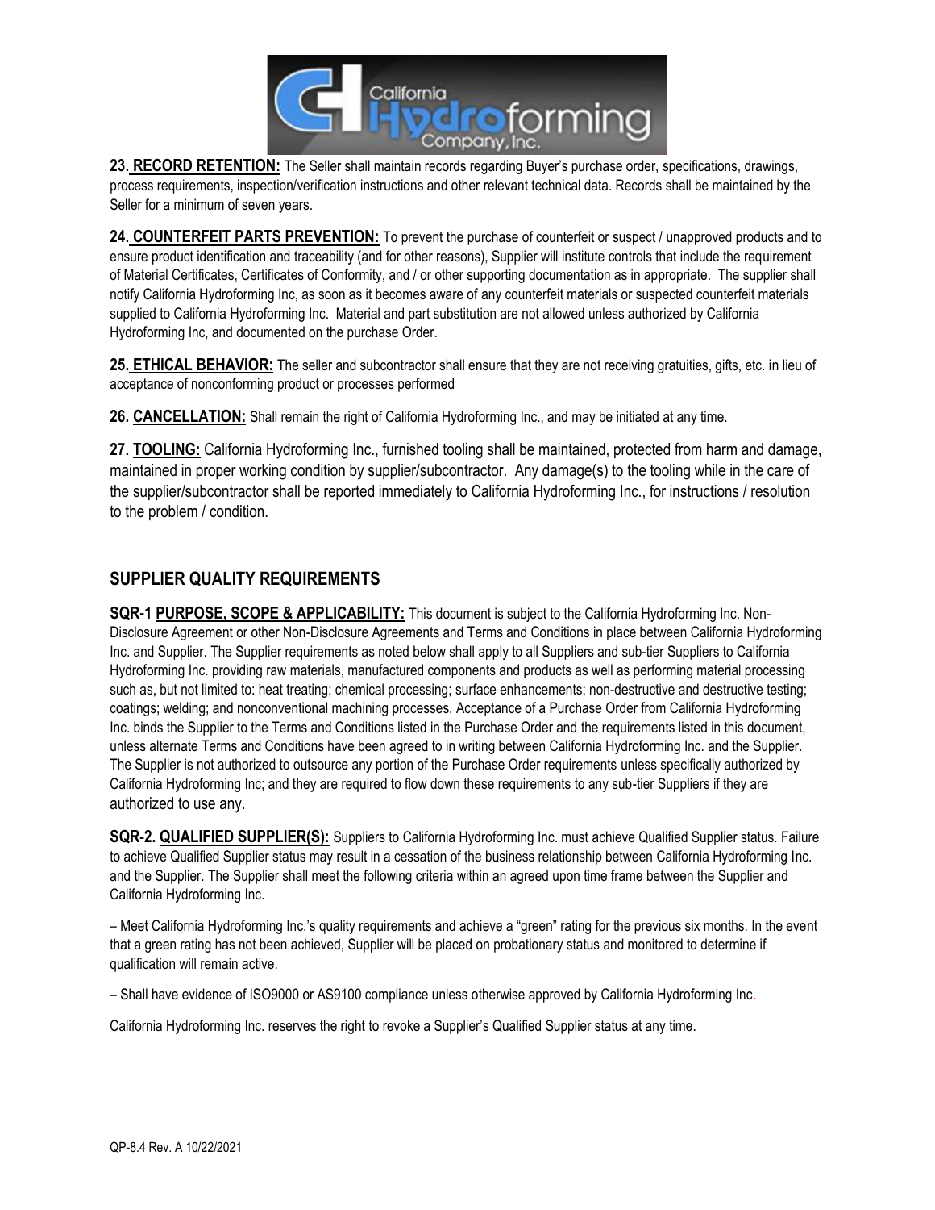**23. RECORD RETENTION:** The Seller shall maintain records regarding Buyer's purchase order, specifications, drawings, process requirements, inspection/verification instructions and other relevant technical data. Records shall be maintained by the Seller for a minimum of seven years.

**24. COUNTERFEIT PARTS PREVENTION:** To prevent the purchase of counterfeit or suspect / unapproved products and to ensure product identification and traceability (and for other reasons), Supplier will institute controls that include the requirement of Material Certificates, Certificates of Conformity, and / or other supporting documentation as in appropriate. The supplier shall notify California Hydroforming Inc, as soon as it becomes aware of any counterfeit materials or suspected counterfeit materials supplied to California Hydroforming Inc. Material and part substitution are not allowed unless authorized by California Hydroforming Inc, and documented on the purchase Order.

**25. ETHICAL BEHAVIOR:** The seller and subcontractor shall ensure that they are not receiving gratuities, gifts, etc. in lieu of acceptance of nonconforming product or processes performed

**26. CANCELLATION:** Shall remain the right of California Hydroforming Inc., and may be initiated at any time.

**27. TOOLING:** California Hydroforming Inc., furnished tooling shall be maintained, protected from harm and damage, maintained in proper working condition by supplier/subcontractor. Any damage(s) to the tooling while in the care of the supplier/subcontractor shall be reported immediately to California Hydroforming Inc., for instructions / resolution to the problem / condition.

## SUPPLIER QUALITY REQUIREMENTS

**SQR-1 PURPOSE, SCOPE & APPLICABILITY:** This document is subject to the California Hydroforming Inc. Non-Disclosure Agreement or other Non-Disclosure Agreements and Terms and Conditions in place between California Hydroforming Inc. and Supplier. The Supplier requirements as noted below shall apply to all Suppliers and sub-tier Suppliers to California Hydroforming Inc. providing raw materials, manufactured components and products as well as performing material processing such as, but not limited to: heat treating; chemical processing; surface enhancements; non-destructive and destructive testing; coatings; welding; and nonconventional machining processes. Acceptance of a Purchase Order from California Hydroforming Inc. binds the Supplier to the Terms and Conditions listed in the Purchase Order and the requirements listed in this document, unless alternate Terms and Conditions have been agreed to in writing between California Hydroforming Inc. and the Supplier. The Supplier is not authorized to outsource any portion of the Purchase Order requirements unless specifically authorized by California Hydroforming Inc; and they are required to flow down these requirements to any sub-tier Suppliers if they are authorized to use any.

**SQR-2. QUALIFIED SUPPLIER(S):** Suppliers to California Hydroforming Inc. must achieve Qualified Supplier status. Failure to achieve Qualified Supplier status may result in a cessation of the business relationship between California Hydroforming Inc. and the Supplier. The Supplier shall meet the following criteria within an agreed upon time frame between the Supplier and California Hydroforming Inc.

– Meet California Hydroforming Inc.'s quality requirements and achieve a "green" rating for the previous six months. In the event that a green rating has not been achieved, Supplier will be placed on probationary status and monitored to determine if qualification will remain active.

– Shall have evidence of ISO9000 or AS9100 compliance unless otherwise approved by California Hydroforming Inc.

California Hydroforming Inc. reserves the right to revoke a Supplier's Qualified Supplier status at any time.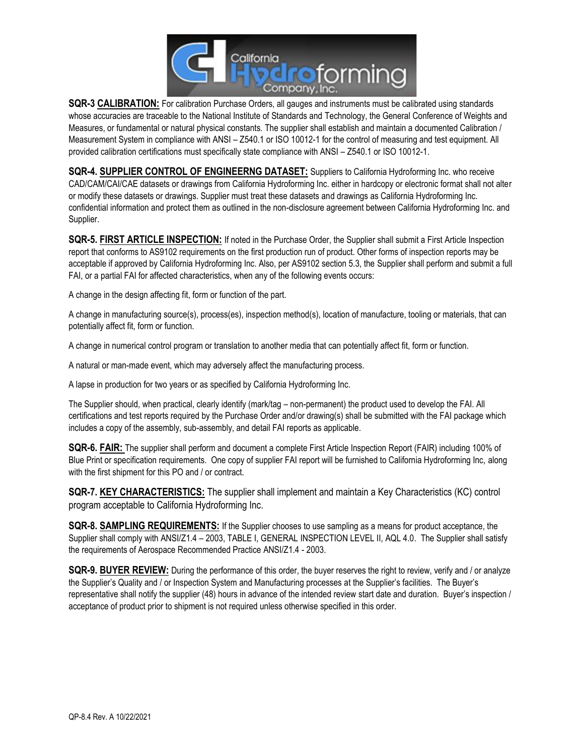**SQR-3 CALIBRATION:** For calibration Purchase Orders, all gauges and instruments must be calibrated using standards whose accuracies are traceable to the National Institute of Standards and Technology, the General Conference of Weights and Measures, or fundamental or natural physical constants. The supplier shall establish and maintain a documented Calibration / Measurement System in compliance with ANSI – Z540.1 or ISO 10012-1 for the control of measuring and test equipment. All provided calibration certifications must specifically state compliance with ANSI – Z540.1 or ISO 10012-1.

**SQR-4. SUPPLIER CONTROL OF ENGINEERNG DATASET:** Suppliers to California Hydroforming Inc. who receive CAD/CAM/CAI/CAE datasets or drawings from California Hydroforming Inc. either in hardcopy or electronic format shall not alter or modify these datasets or drawings. Supplier must treat these datasets and drawings as California Hydroforming Inc. confidential information and protect them as outlined in the non-disclosure agreement between California Hydroforming Inc. and Supplier.

**SQR-5. FIRST ARTICLE INSPECTION:** If noted in the Purchase Order, the Supplier shall submit a First Article Inspection report that conforms to AS9102 requirements on the first production run of product. Other forms of inspection reports may be acceptable if approved by California Hydroforming Inc. Also, per AS9102 section 5.3, the Supplier shall perform and submit a full FAI, or a partial FAI for affected characteristics, when any of the following events occurs:

A change in the design affecting fit, form or function of the part.

A change in manufacturing source(s), process(es), inspection method(s), location of manufacture, tooling or materials, that can potentially affect fit, form or function.

A change in numerical control program or translation to another media that can potentially affect fit, form or function.

A natural or man-made event, which may adversely affect the manufacturing process.

A lapse in production for two years or as specified by California Hydroforming Inc.

The Supplier should, when practical, clearly identify (mark/tag – non-permanent) the product used to develop the FAI. All certifications and test reports required by the Purchase Order and/or drawing(s) shall be submitted with the FAI package which includes a copy of the assembly, sub-assembly, and detail FAI reports as applicable.

**SQR-6. FAIR:** The supplier shall perform and document a complete First Article Inspection Report (FAIR) including 100% of Blue Print or specification requirements. One copy of supplier FAI report will be furnished to California Hydroforming Inc, along with the first shipment for this PO and / or contract.

**SQR-7. KEY CHARACTERISTICS:** The supplier shall implement and maintain a Key Characteristics (KC) control program acceptable to California Hydroforming Inc.

**SQR-8. SAMPLING REQUIREMENTS:** If the Supplier chooses to use sampling as a means for product acceptance, the Supplier shall comply with ANSI/Z1.4 – 2003, TABLE I, GENERAL INSPECTION LEVEL II, AQL 4.0. The Supplier shall satisfy the requirements of Aerospace Recommended Practice ANSI/Z1.4 - 2003.

**SQR-9. BUYER REVIEW:** During the performance of this order, the buyer reserves the right to review, verify and / or analyze the Supplier's Quality and / or Inspection System and Manufacturing processes at the Supplier's facilities. The Buyer's representative shall notify the supplier (48) hours in advance of the intended review start date and duration. Buyer's inspection / acceptance of product prior to shipment is not required unless otherwise specified in this order.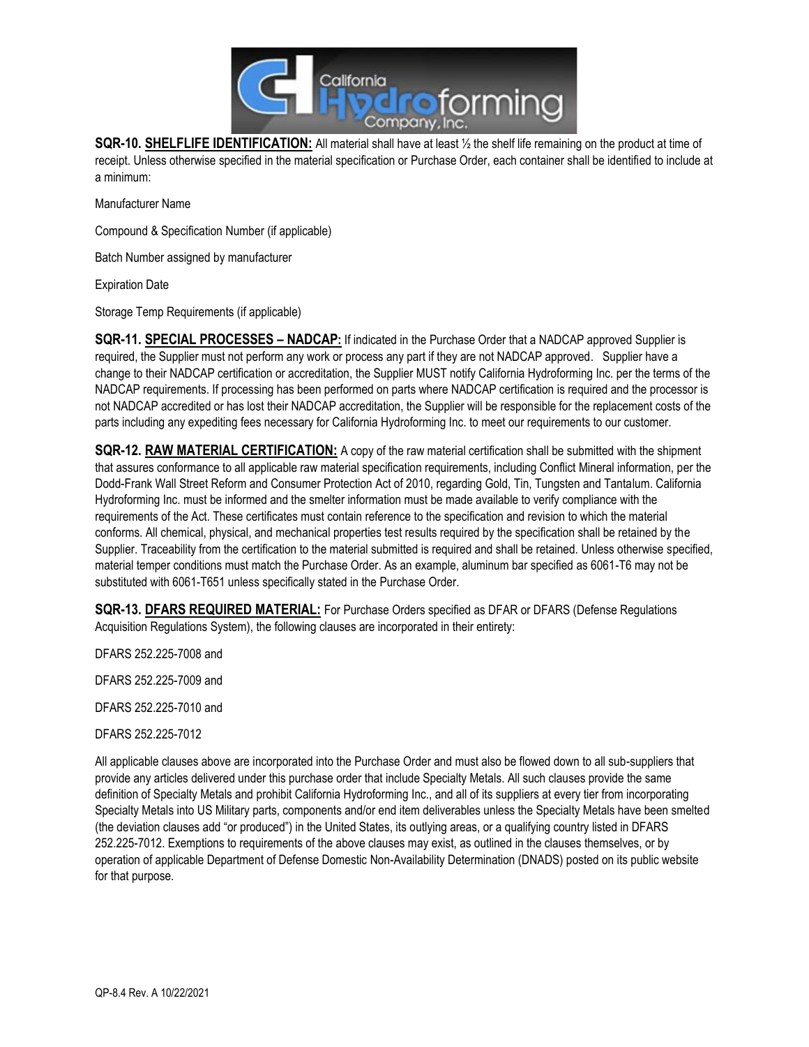**SQR-10. SHELFLIFE IDENTIFICATION:** All material shall have at least ½ the shelf life remaining on the product at time of receipt. Unless otherwise specified in the material specification or Purchase Order, each container shall be identified to include at a minimum:

Manufacturer Name

Compound & Specification Number (if applicable)

Batch Number assigned by manufacturer

Expiration Date

Storage Temp Requirements (if applicable)

**SQR-11. SPECIAL PROCESSES – NADCAP:** If indicated in the Purchase Order that a NADCAP approved Supplier is required, the Supplier must not perform any work or process any part if they are not NADCAP approved. Supplier have a change to their NADCAP certification or accreditation, the Supplier MUST notify California Hydroforming Inc. per the terms of the NADCAP requirements. If processing has been performed on parts where NADCAP certification is required and the processor is not NADCAP accredited or has lost their NADCAP accreditation, the Supplier will be responsible for the replacement costs of the parts including any expediting fees necessary for California Hydroforming Inc. to meet our requirements to our customer.

**SQR-12. RAW MATERIAL CERTIFICATION:** A copy of the raw material certification shall be submitted with the shipment that assures conformance to all applicable raw material specification requirements, including Conflict Mineral information, per the Dodd-Frank Wall Street Reform and Consumer Protection Act of 2010, regarding Gold, Tin, Tungsten and Tantalum. California Hydroforming Inc. must be informed and the smelter information must be made available to verify compliance with the requirements of the Act. These certificates must contain reference to the specification and revision to which the material conforms. All chemical, physical, and mechanical properties test results required by the specification shall be retained by the Supplier. Traceability from the certification to the material submitted is required and shall be retained. Unless otherwise specified, material temper conditions must match the Purchase Order. As an example, aluminum bar specified as 6061-T6 may not be substituted with 6061-T651 unless specifically stated in the Purchase Order.

**SQR-13. DFARS REQUIRED MATERIAL:** For Purchase Orders specified as DFAR or DFARS (Defense Regulations Acquisition Regulations System), the following clauses are incorporated in their entirety:

DFARS 252.225-7008 and

DFARS 252.225-7009 and

DFARS 252.225-7010 and

DFARS 252.225-7012

All applicable clauses above are incorporated into the Purchase Order and must also be flowed down to all sub-suppliers that provide any articles delivered under this purchase order that include Specialty Metals. All such clauses provide the same definition of Specialty Metals and prohibit California Hydroforming Inc., and all of its suppliers at every tier from incorporating Specialty Metals into US Military parts, components and/or end item deliverables unless the Specialty Metals have been smelted (the deviation clauses add "or produced") in the United States, its outlying areas, or a qualifying country listed in DFARS 252.225-7012. Exemptions to requirements of the above clauses may exist, as outlined in the clauses themselves, or by operation of applicable Department of Defense Domestic Non-Availability Determination (DNADS) posted on its public website for that purpose.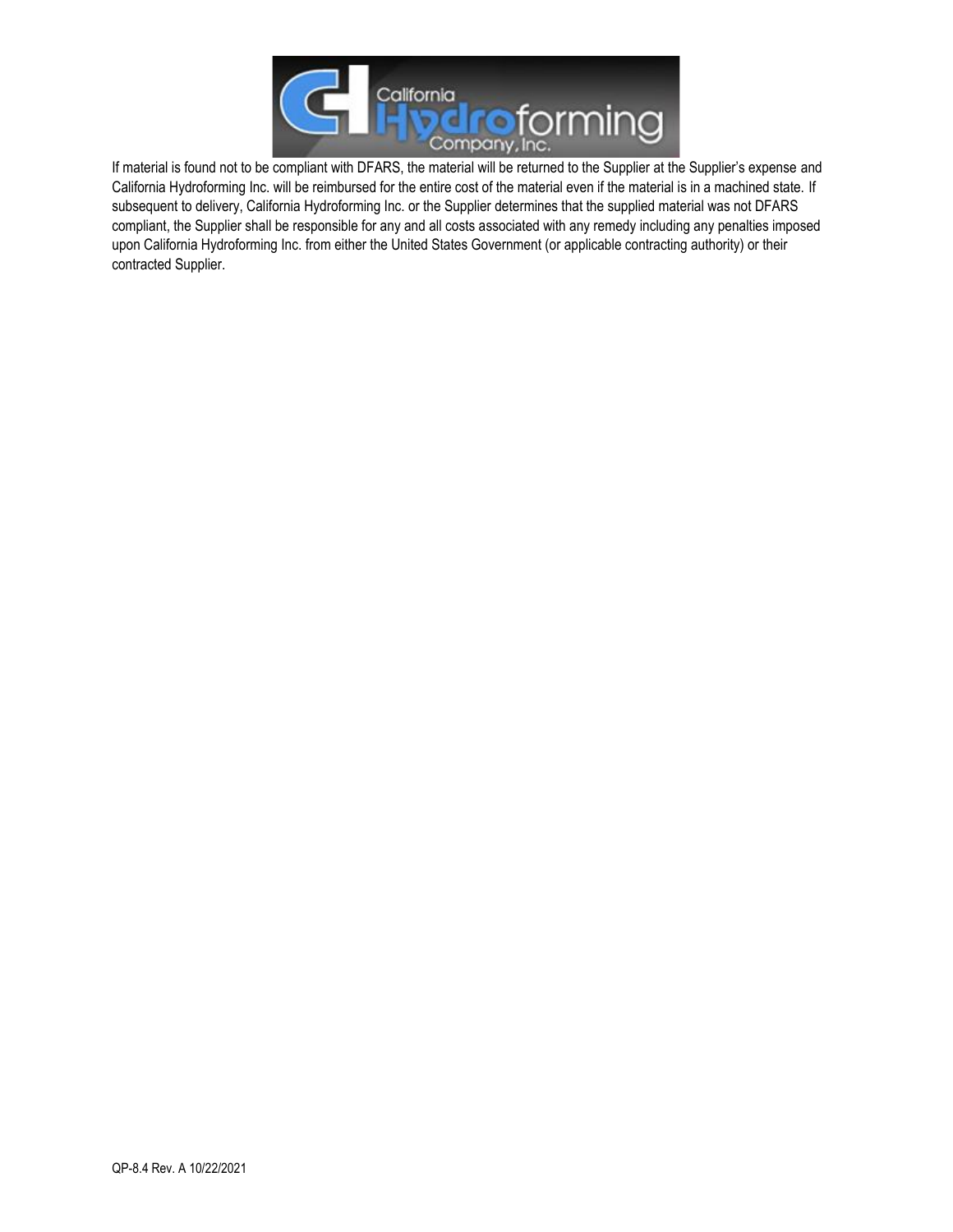If material is found not to be compliant with DFARS, the material will be returned to the Supplier at the Supplier's expense and California Hydroforming Inc. will be reimbursed for the entire cost of the material even if the material is in a machined state. If subsequent to delivery, California Hydroforming Inc. or the Supplier determines that the supplied material was not DFARS compliant, the Supplier shall be responsible for any and all costs associated with any remedy including any penalties imposed upon California Hydroforming Inc. from either the United States Government (or applicable contracting authority) or their contracted Supplier.